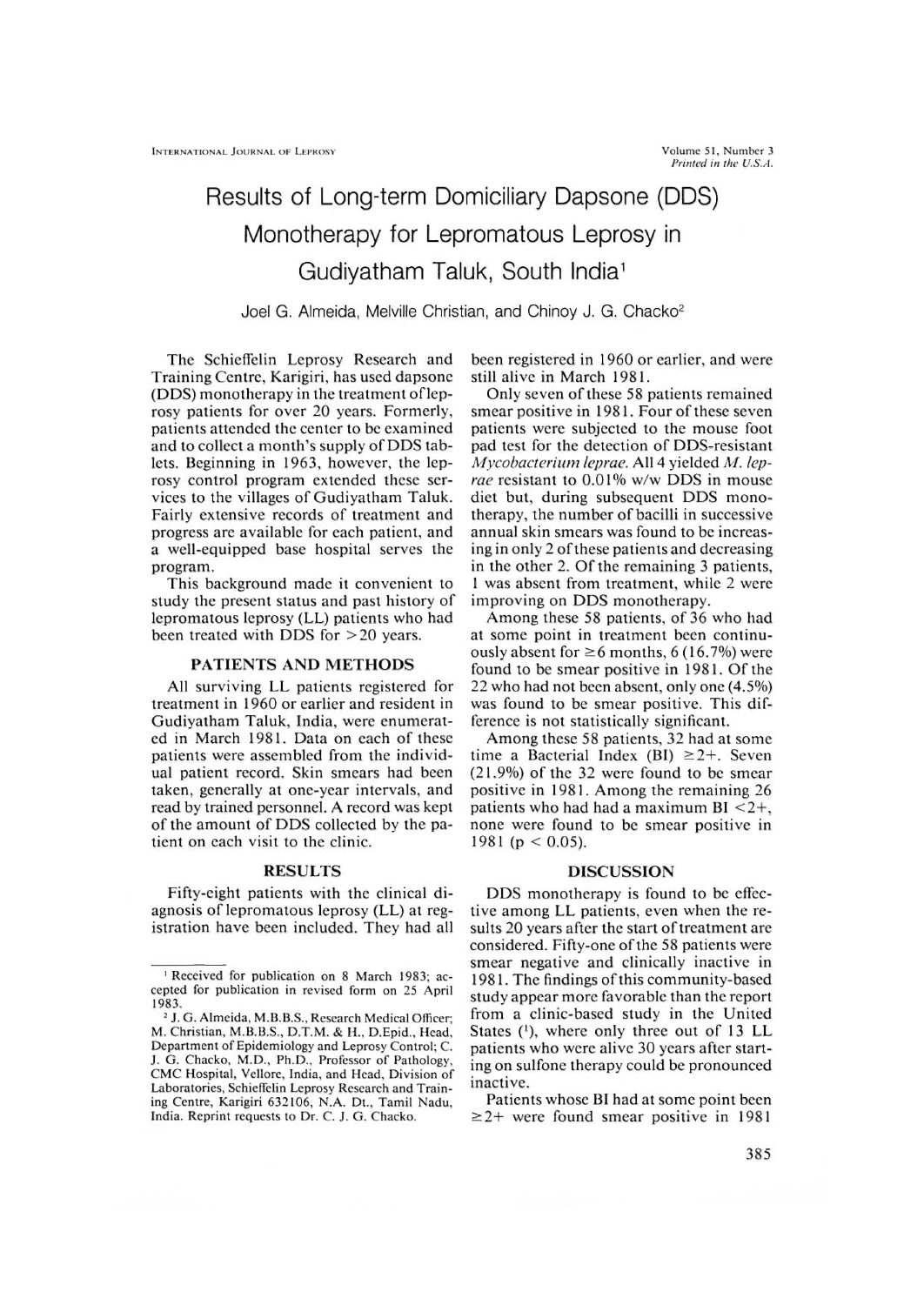# Results of Long-term Domiciliary Dapsone (DDS) Monotherapy for Lepromatous Leprosy in Gudiyatham Taluk, South India[1]

Joel G. Almeida, Melville Christian, and Chinoy J. G. Chacko[2]

The Schieffelin Leprosy Research and Training Centre, Karigiri, has used dapsone (DDS) monotherapy in the treatment of leprosy patients for over 20 years. Formerly, patients attended the center to be examined and to collect a month's supply of DDS tablets. Beginning in 1963, however, the leprosy control program extended these services to the villages of Gudiyatham Taluk. Fairly extensive records of treatment and progress are available for each patient, and a well-equipped base hospital serves the program.

This background made it convenient to study the present status and past history of lepromatous leprosy (LL) patients who had been treated with DDS for >20 years.

## PATIENTS AND METHODS

All surviving LL patients registered for treatment in 1960 or earlier and resident in Gudiyatham Taluk, India, were enumerated in March 1981. Data on each of these patients were assembled from the individual patient record. Skin smears had been taken, generally at one-year intervals, and read by trained personnel. A record was kept of the amount of DDS collected by the patient on each visit to the clinic.

## RESULTS

Fifty-eight patients with the clinical diagnosis of lepromatous leprosy (LL) at registration have been included. They had all been registered in 1960 or earlier, and were still alive in March 1981.

Only seven of these 58 patients remained smear positive in 1981. Four of these seven patients were subjected to the mouse foot pad test for the detection of DDS-resistant *Mycobacterium leprae*. All 4 yielded *M. leprae* resistant to 0.01% w/w DDS in mouse diet but, during subsequent DDS monotherapy, the number of bacilli in successive annual skin smears was found to be increasing in only 2 of these patients and decreasing in the other 2. Of the remaining 3 patients, 1 was absent from treatment, while 2 were improving on DDS monotherapy.

Among these 58 patients, of 36 who had at some point in treatment been continuously absent for ≥6 months, 6 (16.7%) were found to be smear positive in 1981. Of the 22 who had not been absent, only one (4.5%) was found to be smear positive. This difference is not statistically significant.

Among these 58 patients, 32 had at some time a Bacterial Index (BI) ≥2+. Seven (21.9%) of the 32 were found to be smear positive in 1981. Among the remaining 26 patients who had had a maximum BI <2+, none were found to be smear positive in 1981 ($p < 0.05$).

## DISCUSSION

DDS monotherapy is found to be effective among LL patients, even when the results 20 years after the start of treatment are considered. Fifty-one of the 58 patients were smear negative and clinically inactive in 1981. The findings of this community-based study appear more favorable than the report from a clinic-based study in the United States [1], where only three out of 13 LL patients who were alive 30 years after starting on sulfone therapy could be pronounced inactive.

Patients whose BI had at some point been ≥2+ were found smear positive in 1981

---

[1] Received for publication on 8 March 1983; accepted for publication in revised form on 25 April 1983.

[2] J. G. Almeida, M.B.B.S., Research Medical Officer; M. Christian, M.B.B.S., D.T.M. & H., D.Epid., Head, Department of Epidemiology and Leprosy Control; C. J. G. Chacko, M.D., Ph.D., Professor of Pathology, CMC Hospital, Vellore, India, and Head, Division of Laboratories, Schieffelin Leprosy Research and Training Centre, Karigiri 632106, N.A. Dt., Tamil Nadu, India. Reprint requests to Dr. C. J. G. Chacko.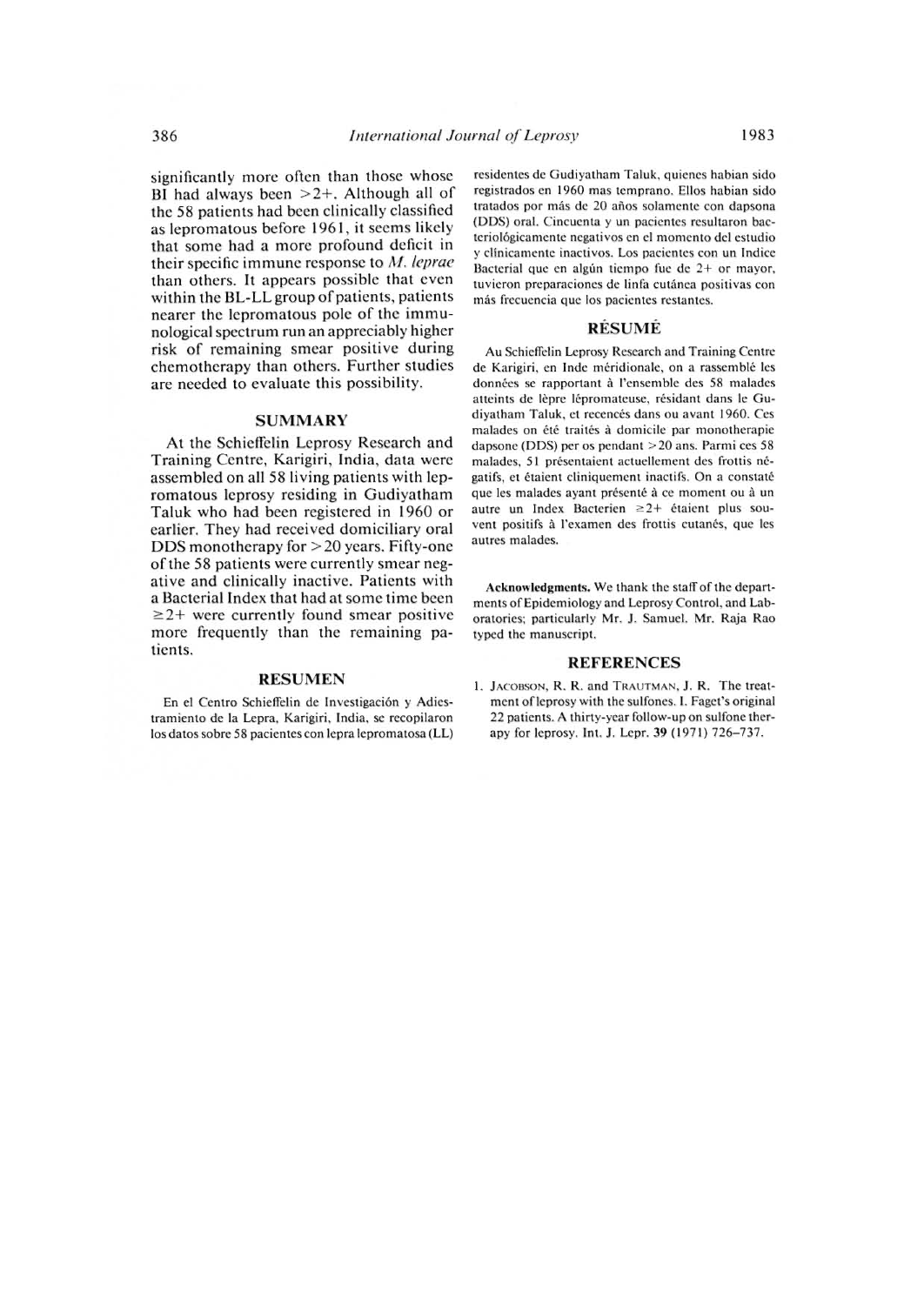significantly more often than those whose BI had always been >2+. Although all of the 58 patients had been clinically classified as lepromatous before 1961, it seems likely that some had a more profound deficit in their specific immune response to *M. leprae* than others. It appears possible that even within the BL-LL group of patients, patients nearer the lepromatous pole of the immunological spectrum run an appreciably higher risk of remaining smear positive during chemotherapy than others. Further studies are needed to evaluate this possibility.

## SUMMARY

At the Schieffelin Leprosy Research and Training Centre, Karigiri, India, data were assembled on all 58 living patients with lepromatous leprosy residing in Gudiyatham Taluk who had been registered in 1960 or earlier. They had received domiciliary oral DDS monotherapy for >20 years. Fifty-one of the 58 patients were currently smear negative and clinically inactive. Patients with a Bacterial Index that had at some time been ≥2+ were currently found smear positive more frequently than the remaining patients.

## RESUMEN

En el Centro Schieffelin de Investigación y Adiestramiento de la Lepra, Karigiri, India, se recopilaron los datos sobre 58 pacientes con lepra lepromatosa (LL) residentes de Gudiyatham Taluk, quienes habian sido registrados en 1960 mas temprano. Ellos habian sido tratados por más de 20 años solamente con dapsona (DDS) oral. Cincuenta y un pacientes resultaron bacteriológicamente negativos en el momento del estudio y clínicamente inactivos. Los pacientes con un Indice Bacterial que en algún tiempo fue de 2+ or mayor, tuvieron preparaciones de linfa cutánea positivas con más frecuencia que los pacientes restantes.

## RÉSUMÉ

Au Schieffelin Leprosy Research and Training Centre de Karigiri, en Inde méridionale, on a rassemblé les données se rapportant à l'ensemble des 58 malades atteints de lèpre lépromateuse, résidant dans le Gudiyatham Taluk, et recencés dans ou avant 1960. Ces malades on été traités à domicile par monotherapie dapsone (DDS) per os pendant >20 ans. Parmi ces 58 malades, 51 présentaient actuellement des frottis négatifs, et étaient cliniquement inactifs. On a constaté que les malades ayant présenté à ce moment ou à un autre un Index Bacterien ≥2+ étaient plus souvent positifs à l'examen des frottis cutanés, que les autres malades.

**Acknowledgments.** We thank the staff of the departments of Epidemiology and Leprosy Control, and Laboratories; particularly Mr. J. Samuel. Mr. Raja Rao typed the manuscript.

## REFERENCES

1. JACOBSON, R. R. and TRAUTMAN, J. R. The treatment of leprosy with the sulfones. I. Faget's original 22 patients. A thirty-year follow-up on sulfone therapy for leprosy. Int. J. Lepr. 39 (1971) 726–737.